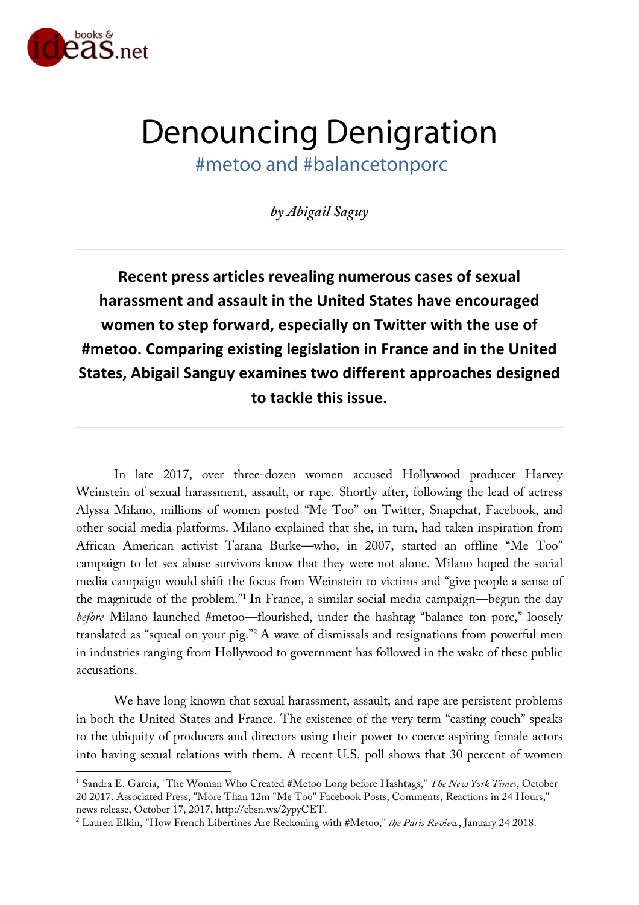# Denouncing Denigration

## #metoo and #balancetonporc

*by Abigail Saguy*

**Recent press articles revealing numerous cases of sexual harassment and assault in the United States have encouraged women to step forward, especially on Twitter with the use of #metoo. Comparing existing legislation in France and in the United States, Abigail Sanguy examines two different approaches designed to tackle this issue.**

In late 2017, over three-dozen women accused Hollywood producer Harvey Weinstein of sexual harassment, assault, or rape. Shortly after, following the lead of actress Alyssa Milano, millions of women posted "Me Too" on Twitter, Snapchat, Facebook, and other social media platforms. Milano explained that she, in turn, had taken inspiration from African American activist Tarana Burke—who, in 2007, started an offline "Me Too" campaign to let sex abuse survivors know that they were not alone. Milano hoped the social media campaign would shift the focus from Weinstein to victims and "give people a sense of the magnitude of the problem."[1] In France, a similar social media campaign—begun the day *before* Milano launched #metoo—flourished, under the hashtag "balance ton porc," loosely translated as "squeal on your pig."[2] A wave of dismissals and resignations from powerful men in industries ranging from Hollywood to government has followed in the wake of these public accusations.

We have long known that sexual harassment, assault, and rape are persistent problems in both the United States and France. The existence of the very term "casting couch" speaks to the ubiquity of producers and directors using their power to coerce aspiring female actors into having sexual relations with them. A recent U.S. poll shows that 30 percent of women

---

[1] Sandra E. Garcia, "The Woman Who Created #Metoo Long before Hashtags," *The New York Times*, October 20 2017. Associated Press, "More Than 12m "Me Too" Facebook Posts, Comments, Reactions in 24 Hours," news release, October 17, 2017, http://cbsn.ws/2ypyCET.

[2] Lauren Elkin, "How French Libertines Are Reckoning with #Metoo," *the Paris Review*, January 24 2018.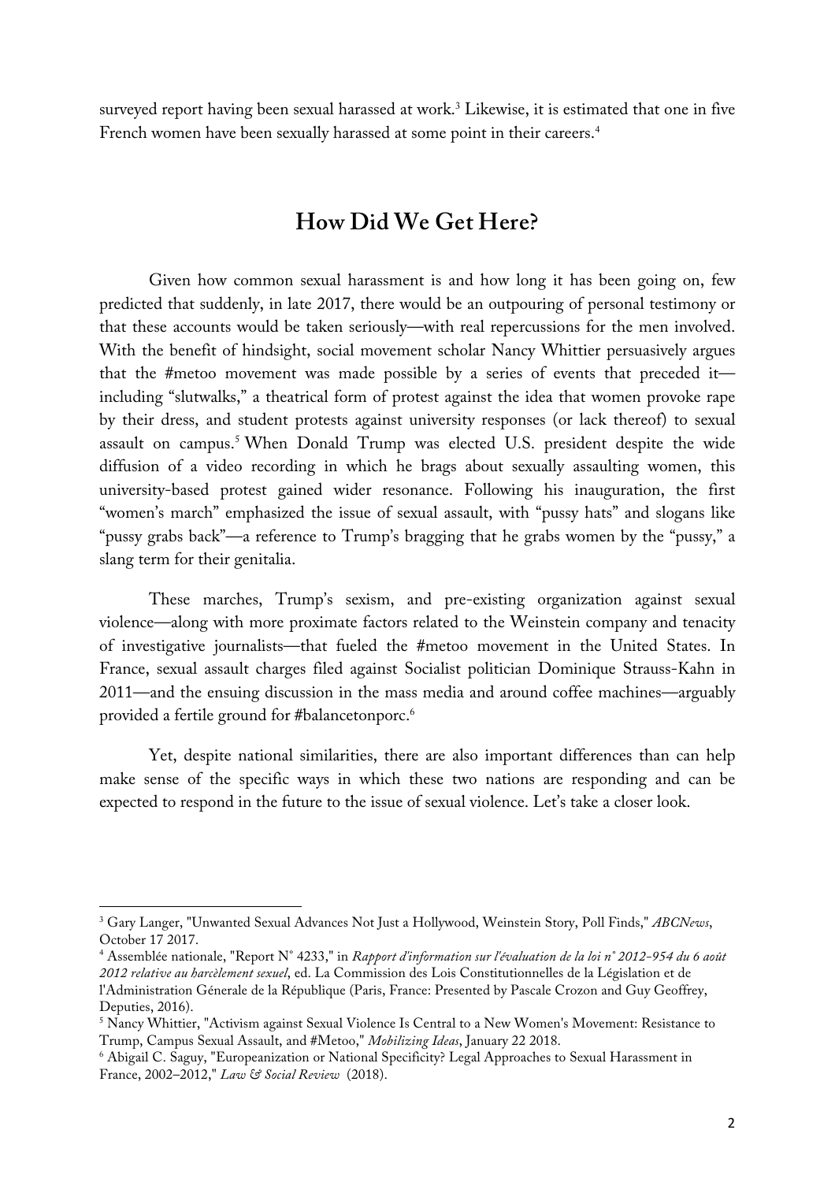surveyed report having been sexual harassed at work.[3] Likewise, it is estimated that one in five French women have been sexually harassed at some point in their careers.[4]

## How Did We Get Here?

Given how common sexual harassment is and how long it has been going on, few predicted that suddenly, in late 2017, there would be an outpouring of personal testimony or that these accounts would be taken seriously—with real repercussions for the men involved. With the benefit of hindsight, social movement scholar Nancy Whittier persuasively argues that the #metoo movement was made possible by a series of events that preceded it—including "slutwalks," a theatrical form of protest against the idea that women provoke rape by their dress, and student protests against university responses (or lack thereof) to sexual assault on campus.[5] When Donald Trump was elected U.S. president despite the wide diffusion of a video recording in which he brags about sexually assaulting women, this university-based protest gained wider resonance. Following his inauguration, the first "women's march" emphasized the issue of sexual assault, with "pussy hats" and slogans like "pussy grabs back"—a reference to Trump's bragging that he grabs women by the "pussy," a slang term for their genitalia.

These marches, Trump's sexism, and pre-existing organization against sexual violence—along with more proximate factors related to the Weinstein company and tenacity of investigative journalists—that fueled the #metoo movement in the United States. In France, sexual assault charges filed against Socialist politician Dominique Strauss-Kahn in 2011—and the ensuing discussion in the mass media and around coffee machines—arguably provided a fertile ground for #balancetonporc.[6]

Yet, despite national similarities, there are also important differences than can help make sense of the specific ways in which these two nations are responding and can be expected to respond in the future to the issue of sexual violence. Let's take a closer look.

---

[3] Gary Langer, "Unwanted Sexual Advances Not Just a Hollywood, Weinstein Story, Poll Finds," *ABCNews*, October 17 2017.

[4] Assemblée nationale, "Report N° 4233," in *Rapport d'information sur l'évaluation de la loi n° 2012-954 du 6 août 2012 relative au harcèlement sexuel*, ed. La Commission des Lois Constitutionnelles de la Législation et de l'Administration Génerale de la République (Paris, France: Presented by Pascale Crozon and Guy Geoffrey, Deputies, 2016).

[5] Nancy Whittier, "Activism against Sexual Violence Is Central to a New Women's Movement: Resistance to Trump, Campus Sexual Assault, and #Metoo," *Mobilizing Ideas*, January 22 2018.

[6] Abigail C. Saguy, "Europeanization or National Specificity? Legal Approaches to Sexual Harassment in France, 2002–2012," *Law & Social Review* (2018).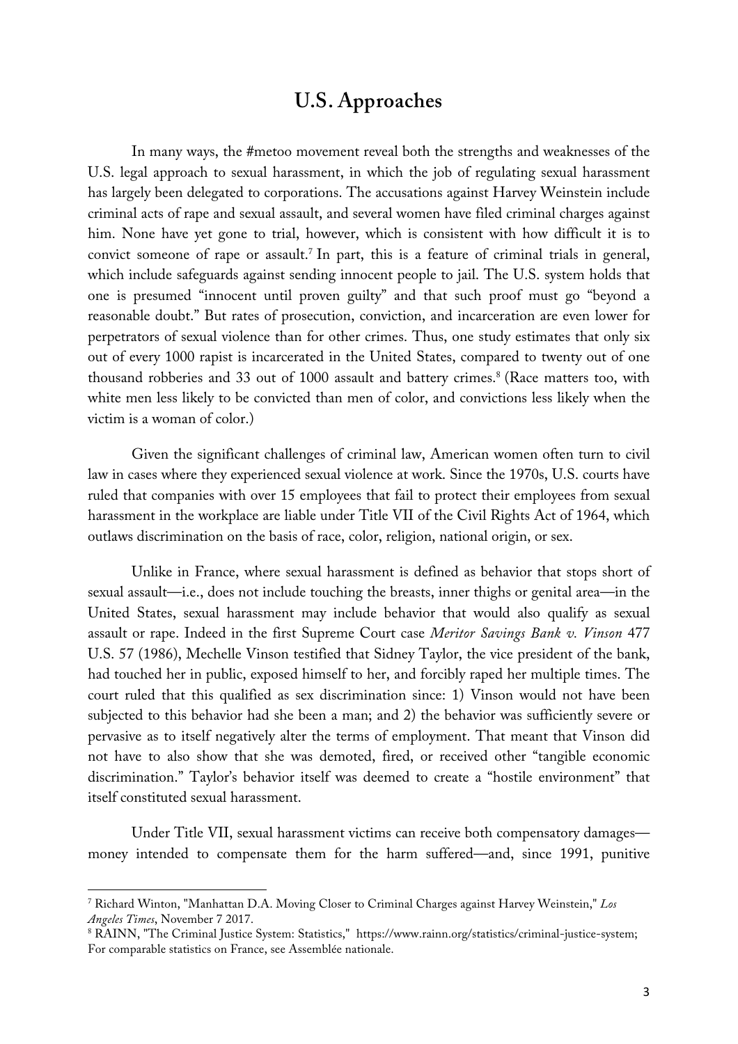## U.S. Approaches

In many ways, the #metoo movement reveal both the strengths and weaknesses of the U.S. legal approach to sexual harassment, in which the job of regulating sexual harassment has largely been delegated to corporations. The accusations against Harvey Weinstein include criminal acts of rape and sexual assault, and several women have filed criminal charges against him. None have yet gone to trial, however, which is consistent with how difficult it is to convict someone of rape or assault.[7] In part, this is a feature of criminal trials in general, which include safeguards against sending innocent people to jail. The U.S. system holds that one is presumed "innocent until proven guilty" and that such proof must go "beyond a reasonable doubt." But rates of prosecution, conviction, and incarceration are even lower for perpetrators of sexual violence than for other crimes. Thus, one study estimates that only six out of every 1000 rapist is incarcerated in the United States, compared to twenty out of one thousand robberies and 33 out of 1000 assault and battery crimes.[8] (Race matters too, with white men less likely to be convicted than men of color, and convictions less likely when the victim is a woman of color.)

Given the significant challenges of criminal law, American women often turn to civil law in cases where they experienced sexual violence at work. Since the 1970s, U.S. courts have ruled that companies with over 15 employees that fail to protect their employees from sexual harassment in the workplace are liable under Title VII of the Civil Rights Act of 1964, which outlaws discrimination on the basis of race, color, religion, national origin, or sex.

Unlike in France, where sexual harassment is defined as behavior that stops short of sexual assault—i.e., does not include touching the breasts, inner thighs or genital area—in the United States, sexual harassment may include behavior that would also qualify as sexual assault or rape. Indeed in the first Supreme Court case *Meritor Savings Bank v. Vinson* 477 U.S. 57 (1986), Mechelle Vinson testified that Sidney Taylor, the vice president of the bank, had touched her in public, exposed himself to her, and forcibly raped her multiple times. The court ruled that this qualified as sex discrimination since: 1) Vinson would not have been subjected to this behavior had she been a man; and 2) the behavior was sufficiently severe or pervasive as to itself negatively alter the terms of employment. That meant that Vinson did not have to also show that she was demoted, fired, or received other "tangible economic discrimination." Taylor's behavior itself was deemed to create a "hostile environment" that itself constituted sexual harassment.

Under Title VII, sexual harassment victims can receive both compensatory damages—money intended to compensate them for the harm suffered—and, since 1991, punitive

---

[7] Richard Winton, "Manhattan D.A. Moving Closer to Criminal Charges against Harvey Weinstein," *Los Angeles Times*, November 7 2017.

[8] RAINN, "The Criminal Justice System: Statistics," https://www.rainn.org/statistics/criminal-justice-system; For comparable statistics on France, see Assemblée nationale.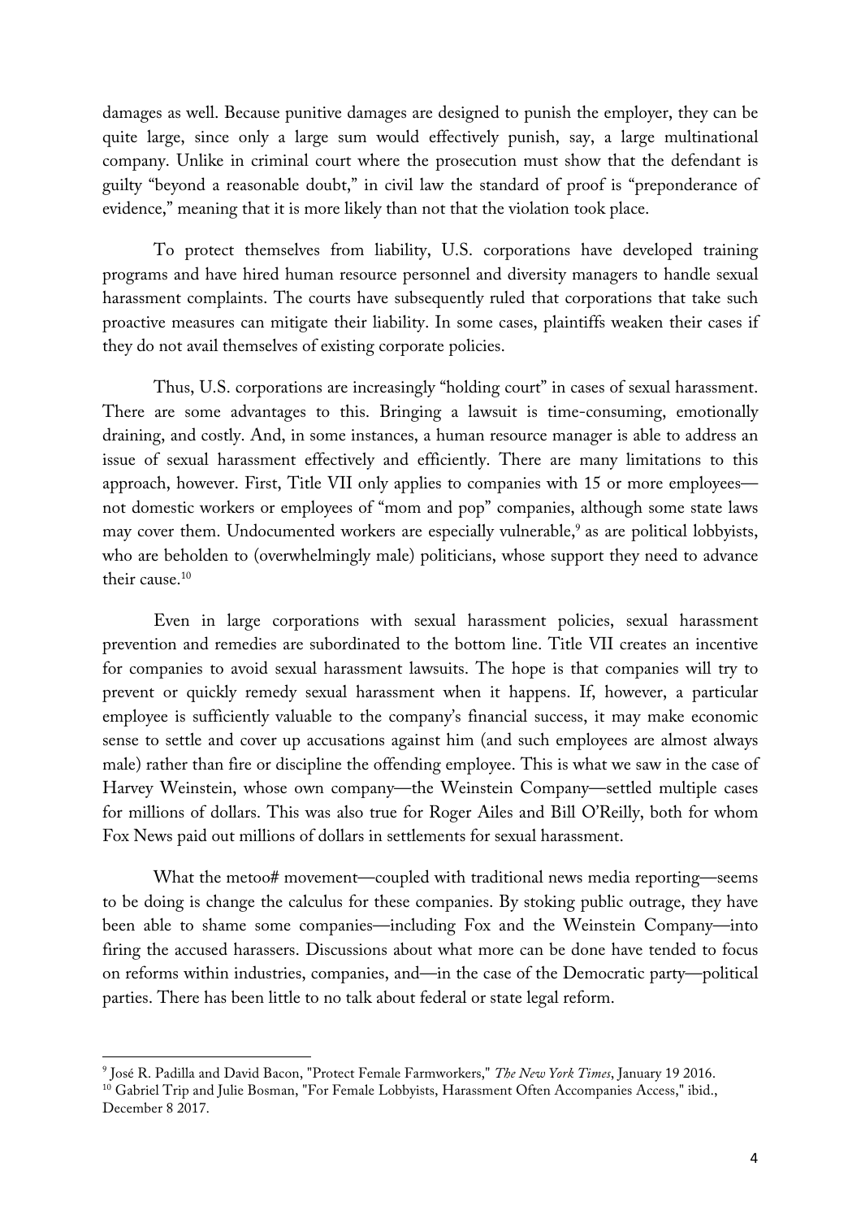damages as well. Because punitive damages are designed to punish the employer, they can be quite large, since only a large sum would effectively punish, say, a large multinational company. Unlike in criminal court where the prosecution must show that the defendant is guilty "beyond a reasonable doubt," in civil law the standard of proof is "preponderance of evidence," meaning that it is more likely than not that the violation took place.

To protect themselves from liability, U.S. corporations have developed training programs and have hired human resource personnel and diversity managers to handle sexual harassment complaints. The courts have subsequently ruled that corporations that take such proactive measures can mitigate their liability. In some cases, plaintiffs weaken their cases if they do not avail themselves of existing corporate policies.

Thus, U.S. corporations are increasingly "holding court" in cases of sexual harassment. There are some advantages to this. Bringing a lawsuit is time-consuming, emotionally draining, and costly. And, in some instances, a human resource manager is able to address an issue of sexual harassment effectively and efficiently. There are many limitations to this approach, however. First, Title VII only applies to companies with 15 or more employees—not domestic workers or employees of "mom and pop" companies, although some state laws may cover them. Undocumented workers are especially vulnerable,[9] as are political lobbyists, who are beholden to (overwhelmingly male) politicians, whose support they need to advance their cause.[10]

Even in large corporations with sexual harassment policies, sexual harassment prevention and remedies are subordinated to the bottom line. Title VII creates an incentive for companies to avoid sexual harassment lawsuits. The hope is that companies will try to prevent or quickly remedy sexual harassment when it happens. If, however, a particular employee is sufficiently valuable to the company's financial success, it may make economic sense to settle and cover up accusations against him (and such employees are almost always male) rather than fire or discipline the offending employee. This is what we saw in the case of Harvey Weinstein, whose own company—the Weinstein Company—settled multiple cases for millions of dollars. This was also true for Roger Ailes and Bill O'Reilly, both for whom Fox News paid out millions of dollars in settlements for sexual harassment.

What the metoo# movement—coupled with traditional news media reporting—seems to be doing is change the calculus for these companies. By stoking public outrage, they have been able to shame some companies—including Fox and the Weinstein Company—into firing the accused harassers. Discussions about what more can be done have tended to focus on reforms within industries, companies, and—in the case of the Democratic party—political parties. There has been little to no talk about federal or state legal reform.

---

[9] José R. Padilla and David Bacon, "Protect Female Farmworkers," *The New York Times*, January 19 2016.

[10] Gabriel Trip and Julie Bosman, "For Female Lobbyists, Harassment Often Accompanies Access," ibid., December 8 2017.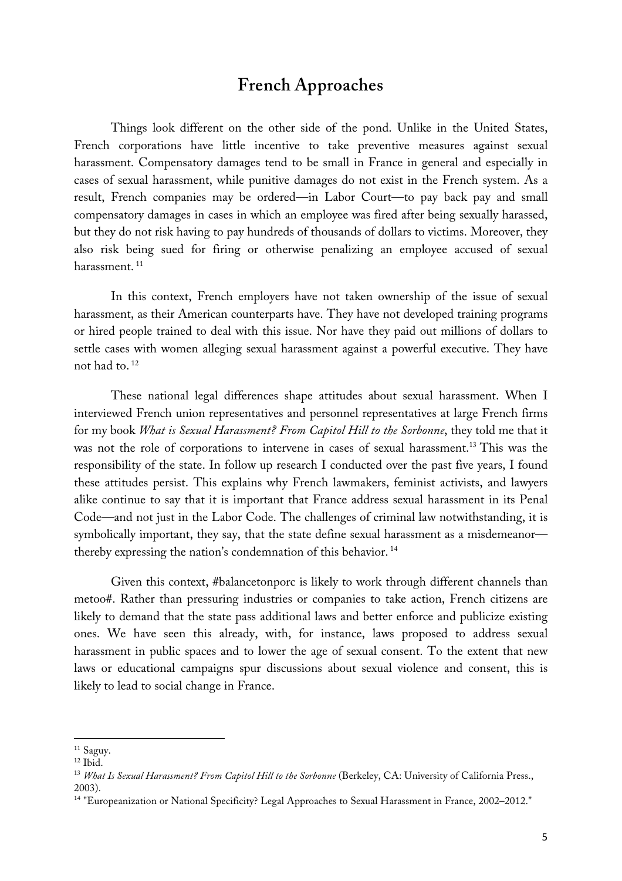## French Approaches

Things look different on the other side of the pond. Unlike in the United States, French corporations have little incentive to take preventive measures against sexual harassment. Compensatory damages tend to be small in France in general and especially in cases of sexual harassment, while punitive damages do not exist in the French system. As a result, French companies may be ordered—in Labor Court—to pay back pay and small compensatory damages in cases in which an employee was fired after being sexually harassed, but they do not risk having to pay hundreds of thousands of dollars to victims. Moreover, they also risk being sued for firing or otherwise penalizing an employee accused of sexual harassment. [11]

In this context, French employers have not taken ownership of the issue of sexual harassment, as their American counterparts have. They have not developed training programs or hired people trained to deal with this issue. Nor have they paid out millions of dollars to settle cases with women alleging sexual harassment against a powerful executive. They have not had to. [12]

These national legal differences shape attitudes about sexual harassment. When I interviewed French union representatives and personnel representatives at large French firms for my book *What is Sexual Harassment? From Capitol Hill to the Sorbonne*, they told me that it was not the role of corporations to intervene in cases of sexual harassment.[13] This was the responsibility of the state. In follow up research I conducted over the past five years, I found these attitudes persist. This explains why French lawmakers, feminist activists, and lawyers alike continue to say that it is important that France address sexual harassment in its Penal Code—and not just in the Labor Code. The challenges of criminal law notwithstanding, it is symbolically important, they say, that the state define sexual harassment as a misdemeanor—thereby expressing the nation's condemnation of this behavior. [14]

Given this context, #balancetonporc is likely to work through different channels than metoo#. Rather than pressuring industries or companies to take action, French citizens are likely to demand that the state pass additional laws and better enforce and publicize existing ones. We have seen this already, with, for instance, laws proposed to address sexual harassment in public spaces and to lower the age of sexual consent. To the extent that new laws or educational campaigns spur discussions about sexual violence and consent, this is likely to lead to social change in France.

---

[11] Saguy.

[12] Ibid.

[13] *What Is Sexual Harassment? From Capitol Hill to the Sorbonne* (Berkeley, CA: University of California Press., 2003).

[14] "Europeanization or National Specificity? Legal Approaches to Sexual Harassment in France, 2002–2012."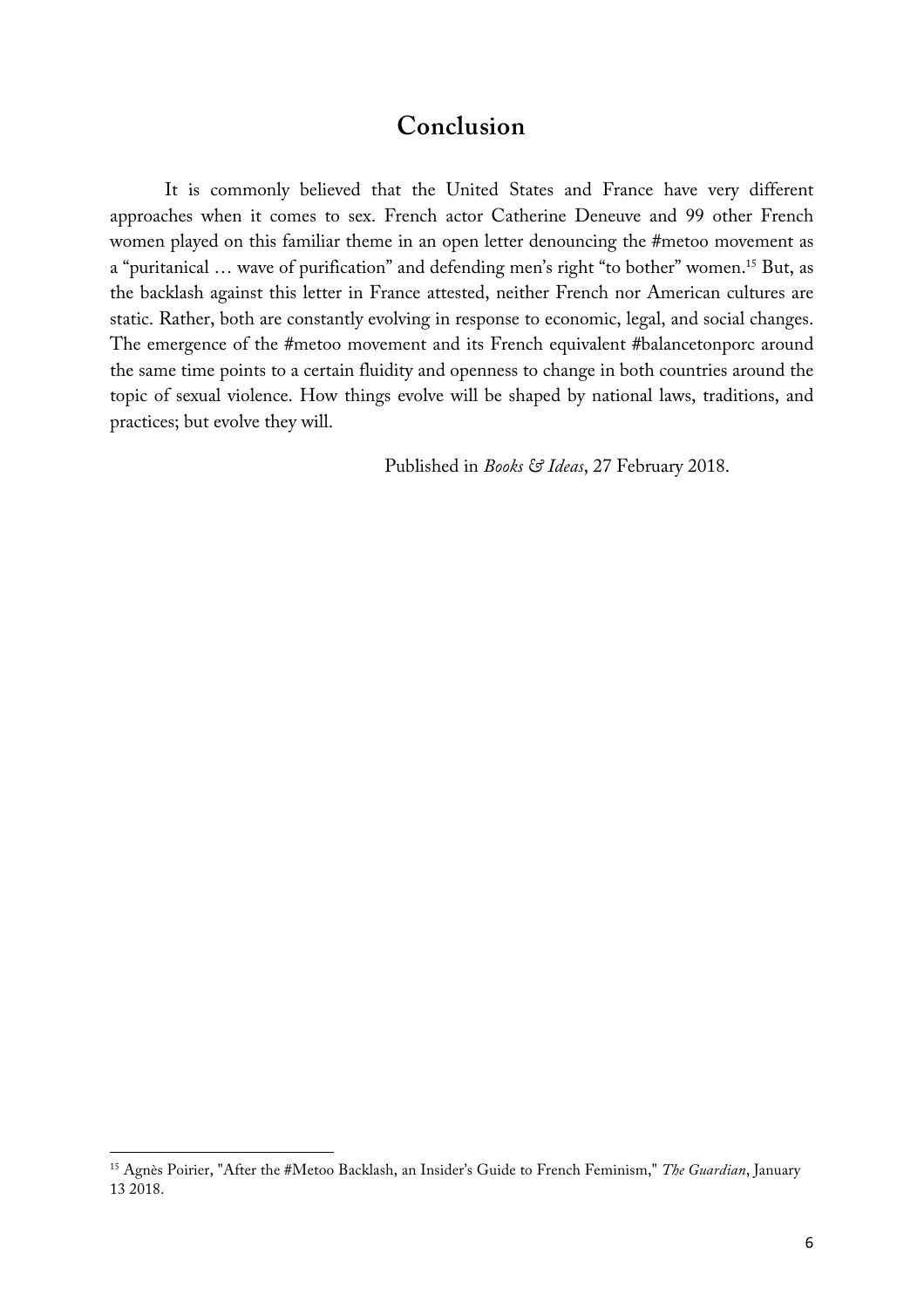## Conclusion

It is commonly believed that the United States and France have very different approaches when it comes to sex. French actor Catherine Deneuve and 99 other French women played on this familiar theme in an open letter denouncing the #metoo movement as a "puritanical … wave of purification" and defending men's right "to bother" women.[15] But, as the backlash against this letter in France attested, neither French nor American cultures are static. Rather, both are constantly evolving in response to economic, legal, and social changes. The emergence of the #metoo movement and its French equivalent #balancetonporc around the same time points to a certain fluidity and openness to change in both countries around the topic of sexual violence. How things evolve will be shaped by national laws, traditions, and practices; but evolve they will.

Published in *Books & Ideas*, 27 February 2018.

---

[15] Agnès Poirier, "After the #Metoo Backlash, an Insider's Guide to French Feminism," *The Guardian*, January 13 2018.